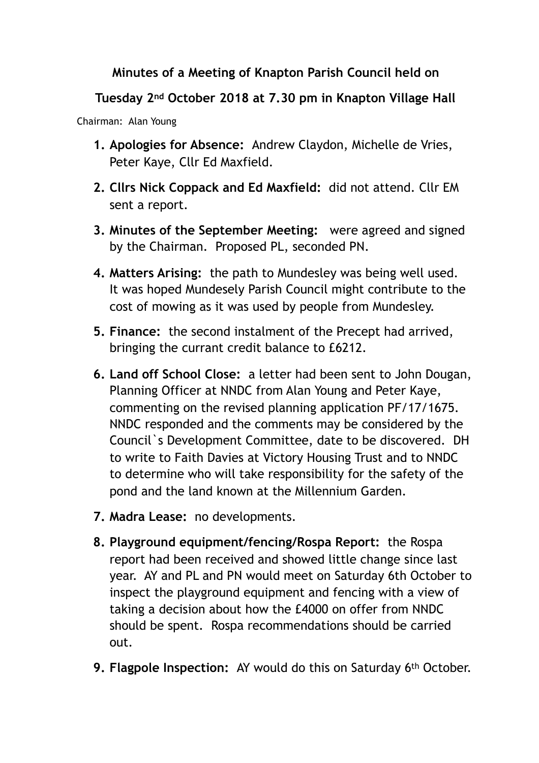**Minutes of a Meeting of Knapton Parish Council held on**

**Tuesday 2nd October 2018 at 7.30 pm in Knapton Village Hall**

Chairman: Alan Young

1. **Apologies for Absence:** Andrew Claydon, Michelle de Vries, Peter Kaye, Cllr Ed Maxfield.
2. **Cllrs Nick Coppack and Ed Maxfield:** did not attend. Cllr EM sent a report.
3. **Minutes of the September Meeting:** were agreed and signed by the Chairman. Proposed PL, seconded PN.
4. **Matters Arising:** the path to Mundesley was being well used. It was hoped Mundesely Parish Council might contribute to the cost of mowing as it was used by people from Mundesley.
5. **Finance:** the second instalment of the Precept had arrived, bringing the currant credit balance to £6212.
6. **Land off School Close:** a letter had been sent to John Dougan, Planning Officer at NNDC from Alan Young and Peter Kaye, commenting on the revised planning application PF/17/1675. NNDC responded and the comments may be considered by the Council`s Development Committee, date to be discovered. DH to write to Faith Davies at Victory Housing Trust and to NNDC to determine who will take responsibility for the safety of the pond and the land known at the Millennium Garden.
7. **Madra Lease:** no developments.
8. **Playground equipment/fencing/Rospa Report:** the Rospa report had been received and showed little change since last year. AY and PL and PN would meet on Saturday 6th October to inspect the playground equipment and fencing with a view of taking a decision about how the £4000 on offer from NNDC should be spent. Rospa recommendations should be carried out.
9. **Flagpole Inspection:** AY would do this on Saturday 6th October.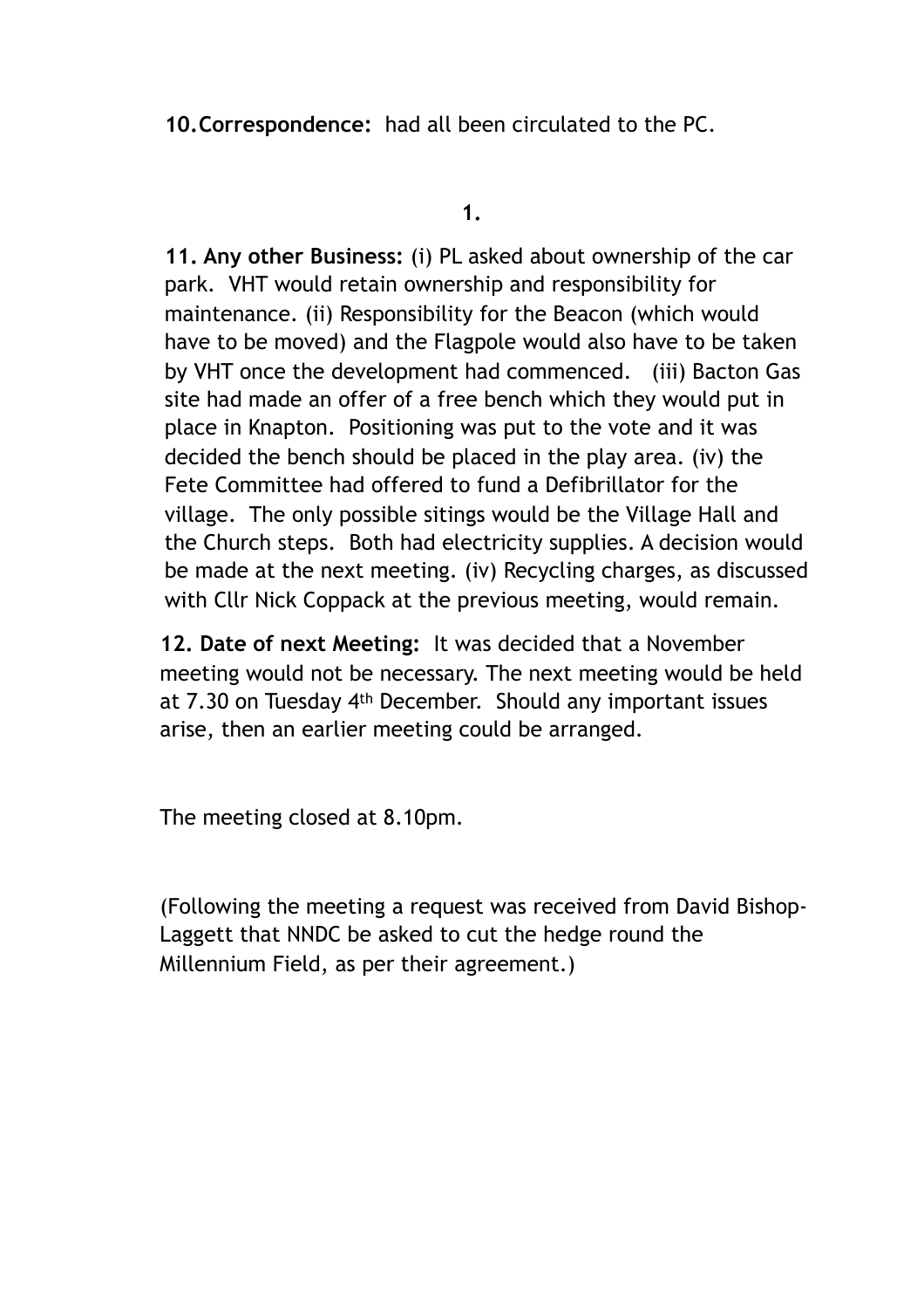**10. Correspondence:** had all been circulated to the PC.

**11. Any other Business:** (i) PL asked about ownership of the car park. VHT would retain ownership and responsibility for maintenance. (ii) Responsibility for the Beacon (which would have to be moved) and the Flagpole would also have to be taken by VHT once the development had commenced. (iii) Bacton Gas site had made an offer of a free bench which they would put in place in Knapton. Positioning was put to the vote and it was decided the bench should be placed in the play area. (iv) the Fete Committee had offered to fund a Defibrillator for the village. The only possible sitings would be the Village Hall and the Church steps. Both had electricity supplies. A decision would be made at the next meeting. (iv) Recycling charges, as discussed with Cllr Nick Coppack at the previous meeting, would remain.

**12. Date of next Meeting:** It was decided that a November meeting would not be necessary. The next meeting would be held at 7.30 on Tuesday 4th December. Should any important issues arise, then an earlier meeting could be arranged.

The meeting closed at 8.10pm.

(Following the meeting a request was received from David Bishop-Laggett that NNDC be asked to cut the hedge round the Millennium Field, as per their agreement.)